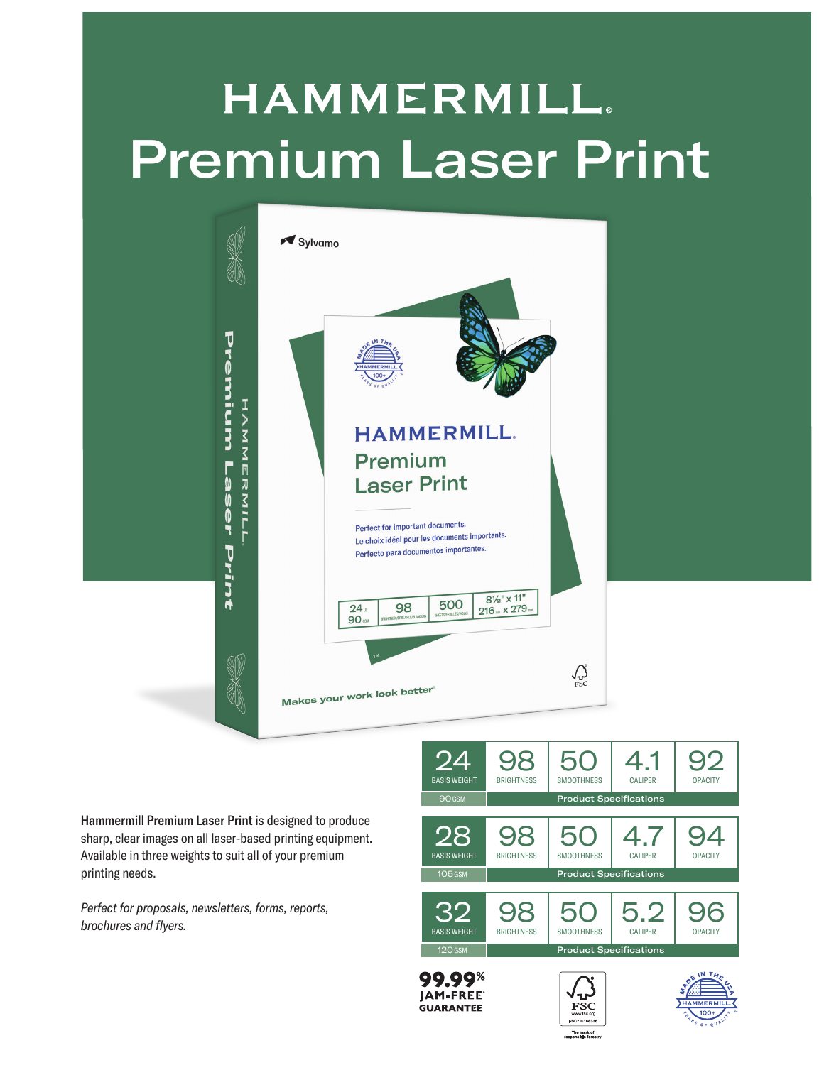# HAMMERMILL®
# Premium Laser Print

**Hammermill Premium Laser Print** is designed to produce sharp, clear images on all laser-based printing equipment. Available in three weights to suit all of your premium printing needs.

*Perfect for proposals, newsletters, forms, reports, brochures and flyers.*

| Basis Weight | Brightness | Smoothness | Caliper | Opacity |
|---|---|---|---|---|
| 24 (90 GSM) | 98 | 50 | 4.1 | 92 |
| 28 (105 GSM) | 98 | 50 | 4.7 | 94 |
| 32 (120 GSM) | 98 | 50 | 5.2 | 96 |

Product Specifications

99.99% JAM-FREE® GUARANTEE

FSC® C168336 — The mark of responsible forestry

MADE IN THE USA — HAMMERMILL — 100+ YEARS OF QUALITY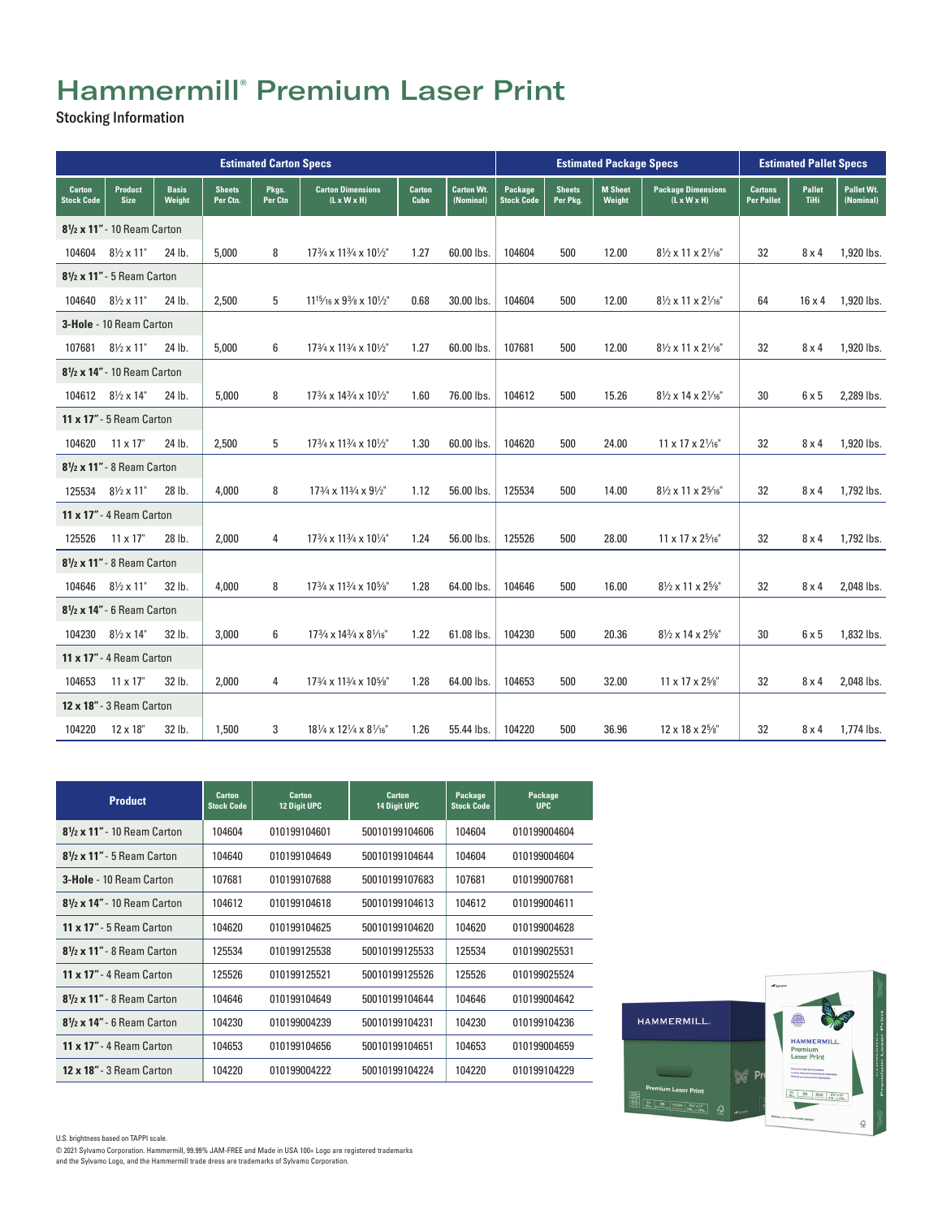# Hammermill® Premium Laser Print

Stocking Information

| Estimated Carton Specs | | | | | | | | Estimated Package Specs | | | | | Estimated Pallet Specs | | |
|---|---|---|---|---|---|---|---|---|---|---|---|---|---|---|---|
| Carton Stock Code | Product Size | Basis Weight | Sheets Per Ctn. | Pkgs. Per Ctn | Carton Dimensions (L x W x H) | Carton Cube | Carton Wt. (Nominal) | Package Stock Code | Sheets Per Pkg. | M Sheet Weight | Package Dimensions (L x W x H) | Cartons Per Pallet | Pallet TiHi | Pallet Wt. (Nominal) |
| **8½ x 11"** - 10 Ream Carton | | | | | | | | | | | | | | |
| 104604 | 8½ x 11" | 24 lb. | 5,000 | 8 | 17¾ x 11¾ x 10½" | 1.27 | 60.00 lbs. | 104604 | 500 | 12.00 | 8½ x 11 x 2¹⁄₁₆" | 32 | 8 x 4 | 1,920 lbs. |
| **8½ x 11"** - 5 Ream Carton | | | | | | | | | | | | | | |
| 104640 | 8½ x 11" | 24 lb. | 2,500 | 5 | 11¹⁵⁄₁₆ x 9⅜ x 10½" | 0.68 | 30.00 lbs. | 104604 | 500 | 12.00 | 8½ x 11 x 2¹⁄₁₆" | 64 | 16 x 4 | 1,920 lbs. |
| **3-Hole** - 10 Ream Carton | | | | | | | | | | | | | | |
| 107681 | 8½ x 11" | 24 lb. | 5,000 | 6 | 17¾ x 11¾ x 10½" | 1.27 | 60.00 lbs. | 107681 | 500 | 12.00 | 8½ x 11 x 2¹⁄₁₆" | 32 | 8 x 4 | 1,920 lbs. |
| **8½ x 14"** - 10 Ream Carton | | | | | | | | | | | | | | |
| 104612 | 8½ x 14" | 24 lb. | 5,000 | 8 | 17¾ x 14¾ x 10½" | 1.60 | 76.00 lbs. | 104612 | 500 | 15.26 | 8½ x 14 x 2¹⁄₁₆" | 30 | 6 x 5 | 2,289 lbs. |
| **11 x 17"** - 5 Ream Carton | | | | | | | | | | | | | | |
| 104620 | 11 x 17" | 24 lb. | 2,500 | 5 | 17¾ x 11¾ x 10½" | 1.30 | 60.00 lbs. | 104620 | 500 | 24.00 | 11 x 17 x 2¹⁄₁₆" | 32 | 8 x 4 | 1,920 lbs. |
| **8½ x 11"** - 8 Ream Carton | | | | | | | | | | | | | | |
| 125534 | 8½ x 11" | 28 lb. | 4,000 | 8 | 17¾ x 11¾ x 9½" | 1.12 | 56.00 lbs. | 125534 | 500 | 14.00 | 8½ x 11 x 2⁵⁄₁₆" | 32 | 8 x 4 | 1,792 lbs. |
| **11 x 17"** - 4 Ream Carton | | | | | | | | | | | | | | |
| 125526 | 11 x 17" | 28 lb. | 2,000 | 4 | 17¾ x 11¾ x 10¼" | 1.24 | 56.00 lbs. | 125526 | 500 | 28.00 | 11 x 17 x 2⁵⁄₁₆" | 32 | 8 x 4 | 1,792 lbs. |
| **8½ x 11"** - 8 Ream Carton | | | | | | | | | | | | | | |
| 104646 | 8½ x 11" | 32 lb. | 4,000 | 8 | 17¾ x 11¾ x 10⅝" | 1.28 | 64.00 lbs. | 104646 | 500 | 16.00 | 8½ x 11 x 2⅝" | 32 | 8 x 4 | 2,048 lbs. |
| **8½ x 14"** - 6 Ream Carton | | | | | | | | | | | | | | |
| 104230 | 8½ x 14" | 32 lb. | 3,000 | 6 | 17¾ x 14¾ x 8¹⁄₁₆" | 1.22 | 61.08 lbs. | 104230 | 500 | 20.36 | 8½ x 14 x 2⅝" | 30 | 6 x 5 | 1,832 lbs. |
| **11 x 17"** - 4 Ream Carton | | | | | | | | | | | | | | |
| 104653 | 11 x 17" | 32 lb. | 2,000 | 4 | 17¾ x 11¾ x 10⅝" | 1.28 | 64.00 lbs. | 104653 | 500 | 32.00 | 11 x 17 x 2⅝" | 32 | 8 x 4 | 2,048 lbs. |
| **12 x 18"** - 3 Ream Carton | | | | | | | | | | | | | | |
| 104220 | 12 x 18" | 32 lb. | 1,500 | 3 | 18¼ x 12¼ x 8¹⁄₁₆" | 1.26 | 55.44 lbs. | 104220 | 500 | 36.96 | 12 x 18 x 2⅝" | 32 | 8 x 4 | 1,774 lbs. |

| Product | Carton Stock Code | Carton 12 Digit UPC | Carton 14 Digit UPC | Package Stock Code | Package UPC |
|---|---|---|---|---|---|
| **8½ x 11"** - 10 Ream Carton | 104604 | 010199104601 | 50010199104606 | 104604 | 010199004604 |
| **8½ x 11"** - 5 Ream Carton | 104640 | 010199104649 | 50010199104644 | 104604 | 010199004604 |
| **3-Hole** - 10 Ream Carton | 107681 | 010199107688 | 50010199107683 | 107681 | 010199007681 |
| **8½ x 14"** - 10 Ream Carton | 104612 | 010199104618 | 50010199104613 | 104612 | 010199004611 |
| **11 x 17"** - 5 Ream Carton | 104620 | 010199104625 | 50010199104620 | 104620 | 010199004628 |
| **8½ x 11"** - 8 Ream Carton | 125534 | 010199125538 | 50010199125533 | 125534 | 010199025531 |
| **11 x 17"** - 4 Ream Carton | 125526 | 010199125521 | 50010199125526 | 125526 | 010199025524 |
| **8½ x 11"** - 8 Ream Carton | 104646 | 010199104649 | 50010199104644 | 104646 | 010199004642 |
| **8½ x 14"** - 6 Ream Carton | 104230 | 010199004239 | 50010199104231 | 104230 | 010199104236 |
| **11 x 17"** - 4 Ream Carton | 104653 | 010199104656 | 50010199104651 | 104653 | 010199004659 |
| **12 x 18"** - 3 Ream Carton | 104220 | 010199004222 | 50010199104224 | 104220 | 010199104229 |

U.S. brightness based on TAPPI scale.

© 2021 Sylvamo Corporation. Hammermill, 99.99% JAM-FREE and Made in USA 100+ Logo are registered trademarks and the Sylvamo Logo, and the Hammermill trade dress are trademarks of Sylvamo Corporation.